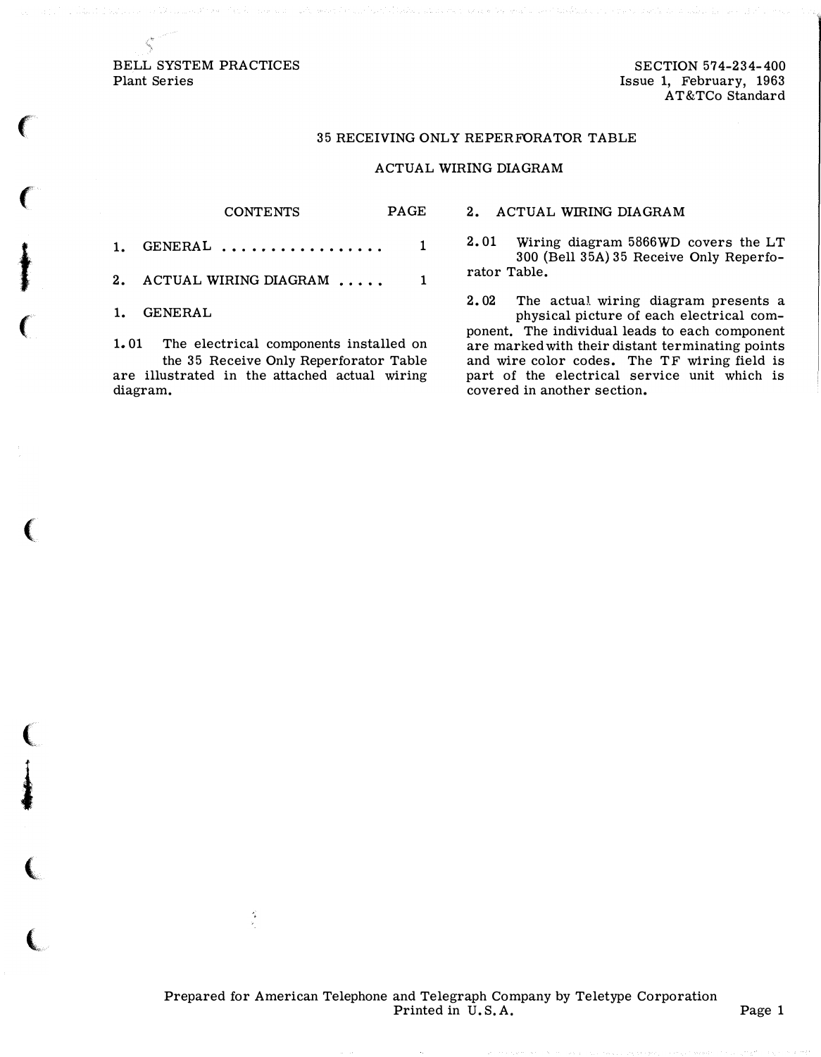BELL SYSTEM PRACTICES
Plant Series

SECTION 574-234-400
Issue 1, February, 1963
AT&TCo Standard

# 35 RECEIVING ONLY REPERFORATOR TABLE

## ACTUAL WIRING DIAGRAM

| CONTENTS | PAGE |
|---|---|
| 1. GENERAL . . . . . . . . . . . . . . . . . | 1 |
| 2. ACTUAL WIRING DIAGRAM . . . . . | 1 |

## 1. GENERAL

1.01 The electrical components installed on the 35 Receive Only Reperforator Table are illustrated in the attached actual wiring diagram.

## 2. ACTUAL WIRING DIAGRAM

2.01 Wiring diagram 5866WD covers the LT 300 (Bell 35A) 35 Receive Only Reperforator Table.

2.02 The actual wiring diagram presents a physical picture of each electrical component. The individual leads to each component are marked with their distant terminating points and wire color codes. The TF wiring field is part of the electrical service unit which is covered in another section.

Prepared for American Telephone and Telegraph Company by Teletype Corporation
Printed in U.S.A.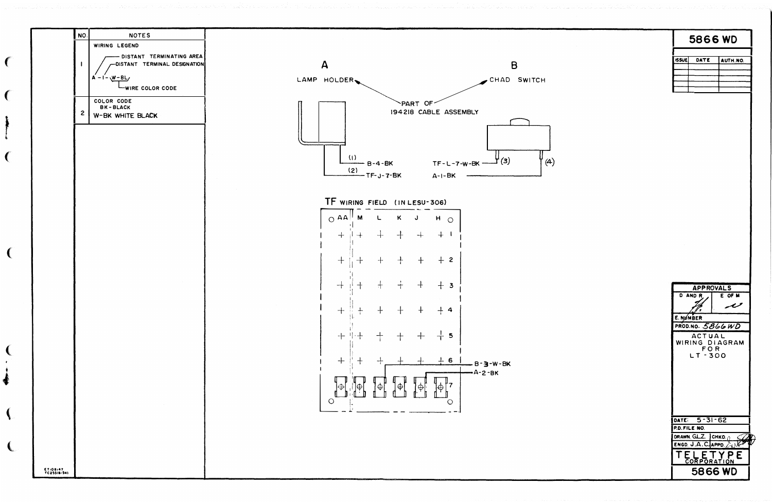| NO. | NOTES |
|---|---|
| 1 | WIRING LEGEND<br>DISTANT TERMINATING AREA<br>DISTANT TERMINAL DESIGNATION<br>A - I - W-BL<br>WIRE COLOR CODE |
| 2 | COLOR CODE<br>BK - BLACK<br>W-BK WHITE BLACK |

**A** LAMP HOLDER

**B** CHAD SWITCH

PART OF 194218 CABLE ASSEMBLY

(1) B-4-BK

(2) TF-J-7-BK

TF-L-7-W-BK (3)

A-1-BK (4)

TF WIRING FIELD (IN LESU-306)

AA M L K J H

1
2
3
4
5
6
7

B-3-W-BK

A-2-BK

**5866 WD**

| ISSUE | DATE | AUTH. NO. |
|---|---|---|
| | | |
| | | |
| | | |
| | | |
| | | |

APPROVALS

D AND R | E OF M

E. NUMBER

PROD. NO. 5866WD

ACTUAL WIRING DIAGRAM FOR LT-300

DATE: 5-31-62

P.D. FILE NO.

DRAWN G.L.Z. | CHKD.

ENGD. J.A.C. | APPD.

TELETYPE CORPORATION

5866 WD

ET108147
TC25516-341